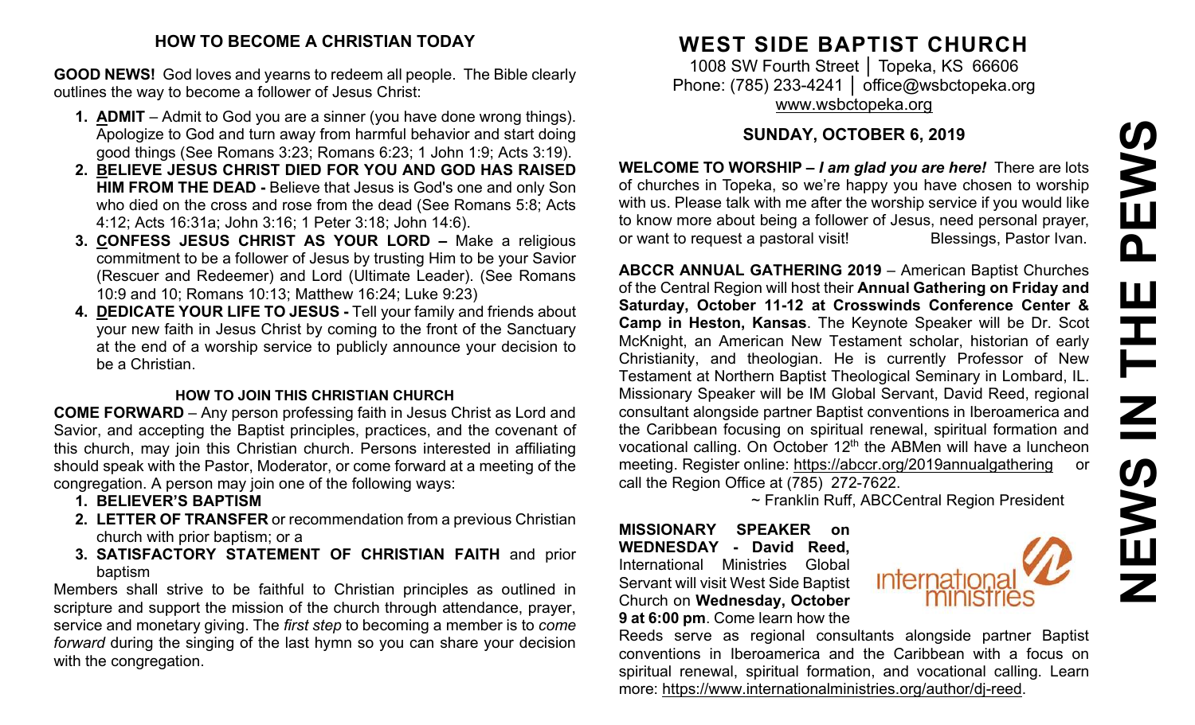## HOW TO BECOME A CHRISTIAN TODAY

**GOOD NEWS!** God loves and yearns to redeem all people. The Bible clearly outlines the way to become a follower of Jesus Christ:

1. **ADMIT** – Admit to God you are a sinner (you have done wrong things). Apologize to God and turn away from harmful behavior and start doing good things (See Romans 3:23; Romans 6:23; 1 John 1:9; Acts 3:19).
2. **BELIEVE JESUS CHRIST DIED FOR YOU AND GOD HAS RAISED HIM FROM THE DEAD -** Believe that Jesus is God's one and only Son who died on the cross and rose from the dead (See Romans 5:8; Acts 4:12; Acts 16:31a; John 3:16; 1 Peter 3:18; John 14:6).
3. **CONFESS JESUS CHRIST AS YOUR LORD –** Make a religious commitment to be a follower of Jesus by trusting Him to be your Savior (Rescuer and Redeemer) and Lord (Ultimate Leader). (See Romans 10:9 and 10; Romans 10:13; Matthew 16:24; Luke 9:23)
4. **DEDICATE YOUR LIFE TO JESUS -** Tell your family and friends about your new faith in Jesus Christ by coming to the front of the Sanctuary at the end of a worship service to publicly announce your decision to be a Christian.

### HOW TO JOIN THIS CHRISTIAN CHURCH

**COME FORWARD** – Any person professing faith in Jesus Christ as Lord and Savior, and accepting the Baptist principles, practices, and the covenant of this church, may join this Christian church. Persons interested in affiliating should speak with the Pastor, Moderator, or come forward at a meeting of the congregation. A person may join one of the following ways:

1. **BELIEVER'S BAPTISM**
2. **LETTER OF TRANSFER** or recommendation from a previous Christian church with prior baptism; or a
3. **SATISFACTORY STATEMENT OF CHRISTIAN FAITH** and prior baptism

Members shall strive to be faithful to Christian principles as outlined in scripture and support the mission of the church through attendance, prayer, service and monetary giving. The *first step* to becoming a member is to *come forward* during the singing of the last hymn so you can share your decision with the congregation.

# WEST SIDE BAPTIST CHURCH

1008 SW Fourth Street │ Topeka, KS 66606
Phone: (785) 233-4241 │ office@wsbctopeka.org
www.wsbctopeka.org

## SUNDAY, OCTOBER 6, 2019

**WELCOME TO WORSHIP –** ***I am glad you are here!*** There are lots of churches in Topeka, so we're happy you have chosen to worship with us. Please talk with me after the worship service if you would like to know more about being a follower of Jesus, need personal prayer, or want to request a pastoral visit! Blessings, Pastor Ivan.

**ABCCR ANNUAL GATHERING 2019** – American Baptist Churches of the Central Region will host their **Annual Gathering on Friday and Saturday, October 11-12 at Crosswinds Conference Center & Camp in Heston, Kansas**. The Keynote Speaker will be Dr. Scot McKnight, an American New Testament scholar, historian of early Christianity, and theologian. He is currently Professor of New Testament at Northern Baptist Theological Seminary in Lombard, IL. Missionary Speaker will be IM Global Servant, David Reed, regional consultant alongside partner Baptist conventions in Iberoamerica and the Caribbean focusing on spiritual renewal, spiritual formation and vocational calling. On October 12th the ABMen will have a luncheon meeting. Register online: https://abccr.org/2019annualgathering or call the Region Office at (785) 272-7622.

~ Franklin Ruff, ABCCentral Region President

**MISSIONARY SPEAKER on WEDNESDAY - David Reed,** International Ministries Global Servant will visit West Side Baptist Church on **Wednesday, October 9 at 6:00 pm**. Come learn how the Reeds serve as regional consultants alongside partner Baptist conventions in Iberoamerica and the Caribbean with a focus on spiritual renewal, spiritual formation, and vocational calling. Learn more: https://www.internationalministries.org/author/dj-reed.

NEWS IN THE PEWS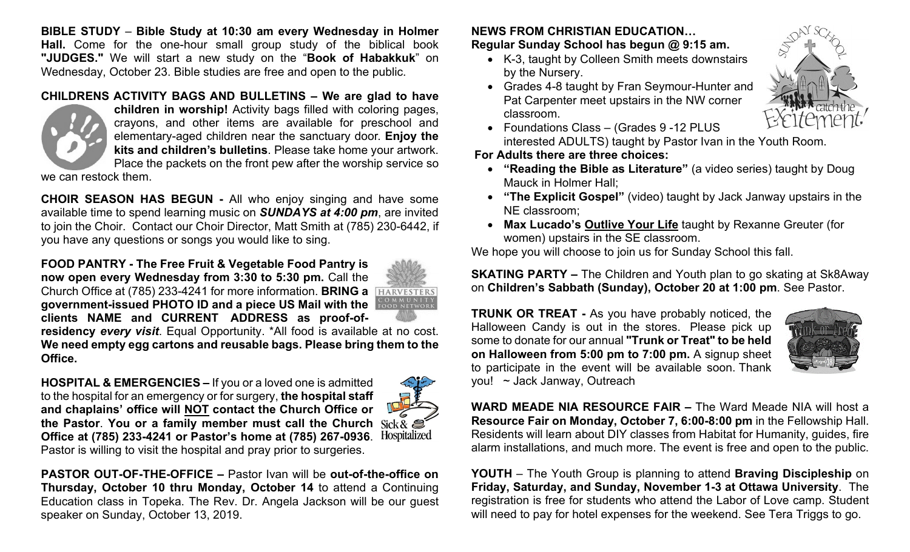**BIBLE STUDY** – **Bible Study at 10:30 am every Wednesday in Holmer Hall.** Come for the one-hour small group study of the biblical book **"JUDGES."** We will start a new study on the "**Book of Habakkuk**" on Wednesday, October 23. Bible studies are free and open to the public.

**CHILDRENS ACTIVITY BAGS AND BULLETINS – We are glad to have children in worship!** Activity bags filled with coloring pages, crayons, and other items are available for preschool and elementary-aged children near the sanctuary door. **Enjoy the kits and children's bulletins**. Please take home your artwork. Place the packets on the front pew after the worship service so we can restock them.

**CHOIR SEASON HAS BEGUN -** All who enjoy singing and have some available time to spend learning music on ***SUNDAYS at 4:00 pm***, are invited to join the Choir. Contact our Choir Director, Matt Smith at (785) 230-6442, if you have any questions or songs you would like to sing.

**FOOD PANTRY - The Free Fruit & Vegetable Food Pantry is now open every Wednesday from 3:30 to 5:30 pm.** Call the Church Office at (785) 233-4241 for more information. **BRING a government-issued PHOTO ID and a piece US Mail with the clients NAME and CURRENT ADDRESS as proof-of-residency** ***every visit***. Equal Opportunity. *All food is available at no cost. **We need empty egg cartons and reusable bags. Please bring them to the Office.**

**HOSPITAL & EMERGENCIES –** If you or a loved one is admitted to the hospital for an emergency or for surgery, **the hospital staff and chaplains' office will NOT contact the Church Office or the Pastor**. **You or a family member must call the Church Office at (785) 233-4241 or Pastor's home at (785) 267-0936**. Pastor is willing to visit the hospital and pray prior to surgeries.

**PASTOR OUT-OF-THE-OFFICE –** Pastor Ivan will be **out-of-the-office on Thursday, October 10 thru Monday, October 14** to attend a Continuing Education class in Topeka. The Rev. Dr. Angela Jackson will be our guest speaker on Sunday, October 13, 2019.

**NEWS FROM CHRISTIAN EDUCATION…**
**Regular Sunday School has begun @ 9:15 am.**

- K-3, taught by Colleen Smith meets downstairs by the Nursery.
- Grades 4-8 taught by Fran Seymour-Hunter and Pat Carpenter meet upstairs in the NW corner classroom.
- Foundations Class – (Grades 9 -12 PLUS interested ADULTS) taught by Pastor Ivan in the Youth Room.

**For Adults there are three choices:**

- **"Reading the Bible as Literature"** (a video series) taught by Doug Mauck in Holmer Hall;
- **"The Explicit Gospel"** (video) taught by Jack Janway upstairs in the NE classroom;
- **Max Lucado's Outlive Your Life** taught by Rexanne Greuter (for women) upstairs in the SE classroom.

We hope you will choose to join us for Sunday School this fall.

**SKATING PARTY –** The Children and Youth plan to go skating at Sk8Away on **Children's Sabbath (Sunday), October 20 at 1:00 pm**. See Pastor.

**TRUNK OR TREAT -** As you have probably noticed, the Halloween Candy is out in the stores. Please pick up some to donate for our annual **"Trunk or Treat" to be held on Halloween from 5:00 pm to 7:00 pm.** A signup sheet to participate in the event will be available soon. Thank you! ~ Jack Janway, Outreach

**WARD MEADE NIA RESOURCE FAIR –** The Ward Meade NIA will host a **Resource Fair on Monday, October 7, 6:00-8:00 pm** in the Fellowship Hall. Residents will learn about DIY classes from Habitat for Humanity, guides, fire alarm installations, and much more. The event is free and open to the public.

**YOUTH** – The Youth Group is planning to attend **Braving Discipleship** on **Friday, Saturday, and Sunday, November 1-3 at Ottawa University**. The registration is free for students who attend the Labor of Love camp. Student will need to pay for hotel expenses for the weekend. See Tera Triggs to go.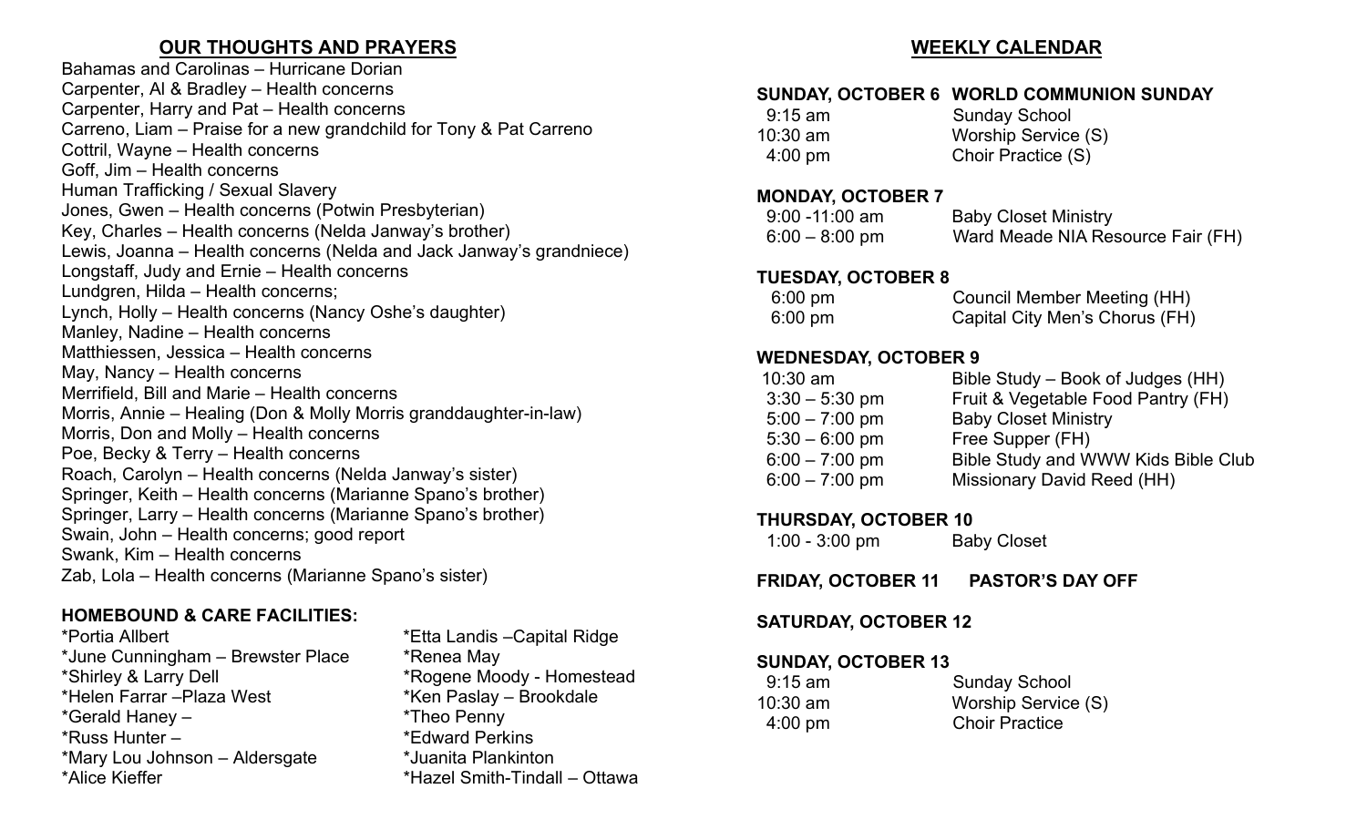## OUR THOUGHTS AND PRAYERS

Bahamas and Carolinas – Hurricane Dorian
Carpenter, Al & Bradley – Health concerns
Carpenter, Harry and Pat – Health concerns
Carreno, Liam – Praise for a new grandchild for Tony & Pat Carreno
Cottril, Wayne – Health concerns
Goff, Jim – Health concerns
Human Trafficking / Sexual Slavery
Jones, Gwen – Health concerns (Potwin Presbyterian)
Key, Charles – Health concerns (Nelda Janway's brother)
Lewis, Joanna – Health concerns (Nelda and Jack Janway's grandniece)
Longstaff, Judy and Ernie – Health concerns
Lundgren, Hilda – Health concerns;
Lynch, Holly – Health concerns (Nancy Oshe's daughter)
Manley, Nadine – Health concerns
Matthiessen, Jessica – Health concerns
May, Nancy – Health concerns
Merrifield, Bill and Marie – Health concerns
Morris, Annie – Healing (Don & Molly Morris granddaughter-in-law)
Morris, Don and Molly – Health concerns
Poe, Becky & Terry – Health concerns
Roach, Carolyn – Health concerns (Nelda Janway's sister)
Springer, Keith – Health concerns (Marianne Spano's brother)
Springer, Larry – Health concerns (Marianne Spano's brother)
Swain, John – Health concerns; good report
Swank, Kim – Health concerns
Zab, Lola – Health concerns (Marianne Spano's sister)

### HOMEBOUND & CARE FACILITIES:

*Portia Allbert
*June Cunningham – Brewster Place
*Shirley & Larry Dell
*Helen Farrar –Plaza West
*Gerald Haney –
*Russ Hunter –
*Mary Lou Johnson – Aldersgate
*Alice Kieffer
*Etta Landis –Capital Ridge
*Renea May
*Rogene Moody - Homestead
*Ken Paslay – Brookdale
*Theo Penny
*Edward Perkins
*Juanita Plankinton
*Hazel Smith-Tindall – Ottawa

## WEEKLY CALENDAR

**SUNDAY, OCTOBER 6 WORLD COMMUNION SUNDAY**

| | |
|---|---|
| 9:15 am | Sunday School |
| 10:30 am | Worship Service (S) |
| 4:00 pm | Choir Practice (S) |

**MONDAY, OCTOBER 7**

| | |
|---|---|
| 9:00 -11:00 am | Baby Closet Ministry |
| 6:00 – 8:00 pm | Ward Meade NIA Resource Fair (FH) |

**TUESDAY, OCTOBER 8**

| | |
|---|---|
| 6:00 pm | Council Member Meeting (HH) |
| 6:00 pm | Capital City Men's Chorus (FH) |

**WEDNESDAY, OCTOBER 9**

| | |
|---|---|
| 10:30 am | Bible Study – Book of Judges (HH) |
| 3:30 – 5:30 pm | Fruit & Vegetable Food Pantry (FH) |
| 5:00 – 7:00 pm | Baby Closet Ministry |
| 5:30 – 6:00 pm | Free Supper (FH) |
| 6:00 – 7:00 pm | Bible Study and WWW Kids Bible Club |
| 6:00 – 7:00 pm | Missionary David Reed (HH) |

**THURSDAY, OCTOBER 10**

| | |
|---|---|
| 1:00 - 3:00 pm | Baby Closet |

**FRIDAY, OCTOBER 11 PASTOR'S DAY OFF**

**SATURDAY, OCTOBER 12**

**SUNDAY, OCTOBER 13**

| | |
|---|---|
| 9:15 am | Sunday School |
| 10:30 am | Worship Service (S) |
| 4:00 pm | Choir Practice |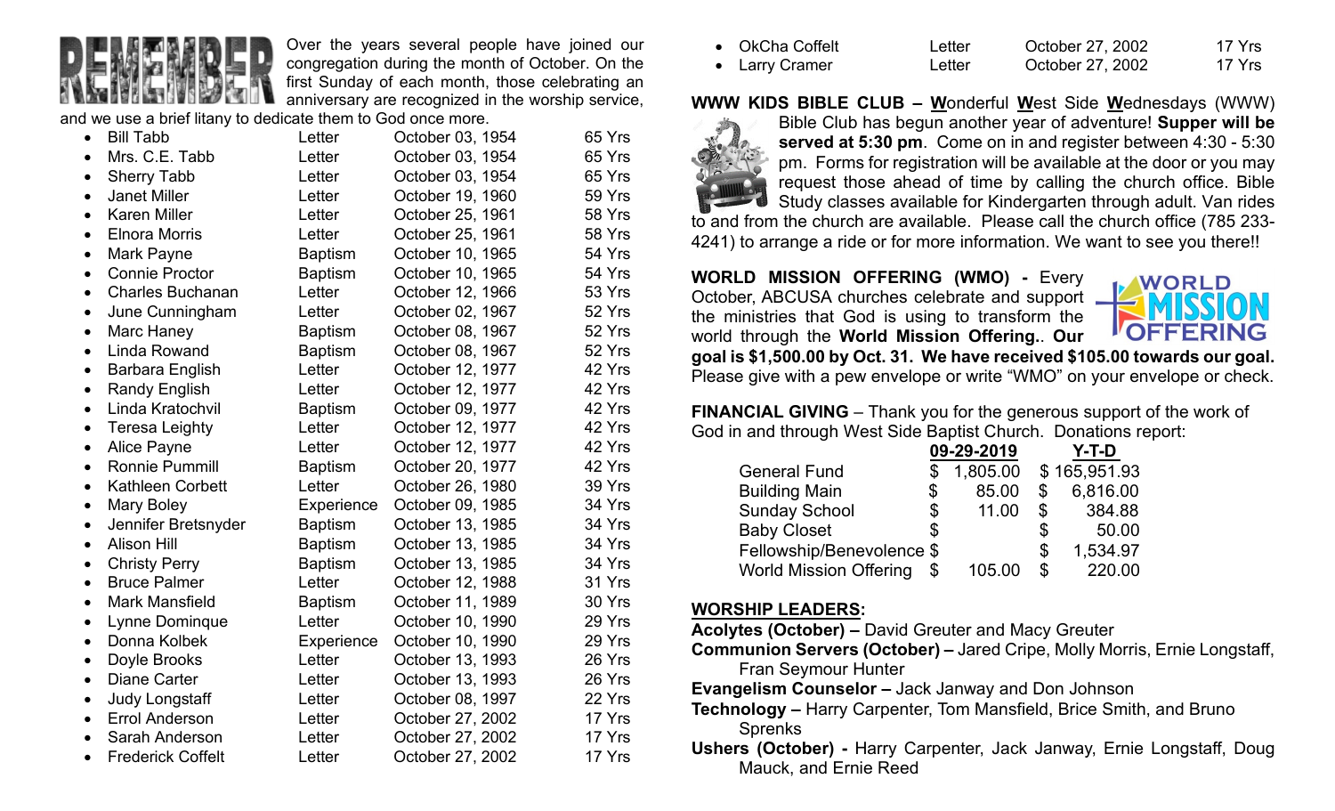REMEMBER Over the years several people have joined our congregation during the month of October. On the first Sunday of each month, those celebrating an anniversary are recognized in the worship service, and we use a brief litany to dedicate them to God once more.

| | | | |
|---|---|---|---|
| Bill Tabb | Letter | October 03, 1954 | 65 Yrs |
| Mrs. C.E. Tabb | Letter | October 03, 1954 | 65 Yrs |
| Sherry Tabb | Letter | October 03, 1954 | 65 Yrs |
| Janet Miller | Letter | October 19, 1960 | 59 Yrs |
| Karen Miller | Letter | October 25, 1961 | 58 Yrs |
| Elnora Morris | Letter | October 25, 1961 | 58 Yrs |
| Mark Payne | Baptism | October 10, 1965 | 54 Yrs |
| Connie Proctor | Baptism | October 10, 1965 | 54 Yrs |
| Charles Buchanan | Letter | October 12, 1966 | 53 Yrs |
| June Cunningham | Letter | October 02, 1967 | 52 Yrs |
| Marc Haney | Baptism | October 08, 1967 | 52 Yrs |
| Linda Rowand | Baptism | October 08, 1967 | 52 Yrs |
| Barbara English | Letter | October 12, 1977 | 42 Yrs |
| Randy English | Letter | October 12, 1977 | 42 Yrs |
| Linda Kratochvil | Baptism | October 09, 1977 | 42 Yrs |
| Teresa Leighty | Letter | October 12, 1977 | 42 Yrs |
| Alice Payne | Letter | October 12, 1977 | 42 Yrs |
| Ronnie Pummill | Baptism | October 20, 1977 | 42 Yrs |
| Kathleen Corbett | Letter | October 26, 1980 | 39 Yrs |
| Mary Boley | Experience | October 09, 1985 | 34 Yrs |
| Jennifer Bretsnyder | Baptism | October 13, 1985 | 34 Yrs |
| Alison Hill | Baptism | October 13, 1985 | 34 Yrs |
| Christy Perry | Baptism | October 13, 1985 | 34 Yrs |
| Bruce Palmer | Letter | October 12, 1988 | 31 Yrs |
| Mark Mansfield | Baptism | October 11, 1989 | 30 Yrs |
| Lynne Dominque | Letter | October 10, 1990 | 29 Yrs |
| Donna Kolbek | Experience | October 10, 1990 | 29 Yrs |
| Doyle Brooks | Letter | October 13, 1993 | 26 Yrs |
| Diane Carter | Letter | October 13, 1993 | 26 Yrs |
| Judy Longstaff | Letter | October 08, 1997 | 22 Yrs |
| Errol Anderson | Letter | October 27, 2002 | 17 Yrs |
| Sarah Anderson | Letter | October 27, 2002 | 17 Yrs |
| Frederick Coffelt | Letter | October 27, 2002 | 17 Yrs |
| OkCha Coffelt | Letter | October 27, 2002 | 17 Yrs |
| Larry Cramer | Letter | October 27, 2002 | 17 Yrs |

**WWW KIDS BIBLE CLUB – W**onderful **W**est Side **W**ednesdays (WWW) Bible Club has begun another year of adventure! **Supper will be served at 5:30 pm**. Come on in and register between 4:30 - 5:30 pm. Forms for registration will be available at the door or you may request those ahead of time by calling the church office. Bible Study classes available for Kindergarten through adult. Van rides to and from the church are available. Please call the church office (785 233-4241) to arrange a ride or for more information. We want to see you there!!

**WORLD MISSION OFFERING (WMO) -** Every October, ABCUSA churches celebrate and support the ministries that God is using to transform the world through the **World Mission Offering.**. **Our goal is $1,500.00 by Oct. 31. We have received $105.00 towards our goal.** Please give with a pew envelope or write "WMO" on your envelope or check.

**FINANCIAL GIVING** – Thank you for the generous support of the work of God in and through West Side Baptist Church. Donations report:

| | 09-29-2019 | Y-T-D |
|---|---|---|
| General Fund | $ 1,805.00 | $ 165,951.93 |
| Building Main | $ 85.00 | $ 6,816.00 |
| Sunday School | $ 11.00 | $ 384.88 |
| Baby Closet | $ | $ 50.00 |
| Fellowship/Benevolence | $ | $ 1,534.97 |
| World Mission Offering | $ 105.00 | $ 220.00 |

**WORSHIP LEADERS:**

**Acolytes (October) –** David Greuter and Macy Greuter

**Communion Servers (October) –** Jared Cripe, Molly Morris, Ernie Longstaff, Fran Seymour Hunter

**Evangelism Counselor –** Jack Janway and Don Johnson

**Technology –** Harry Carpenter, Tom Mansfield, Brice Smith, and Bruno Sprenks

**Ushers (October) -** Harry Carpenter, Jack Janway, Ernie Longstaff, Doug Mauck, and Ernie Reed